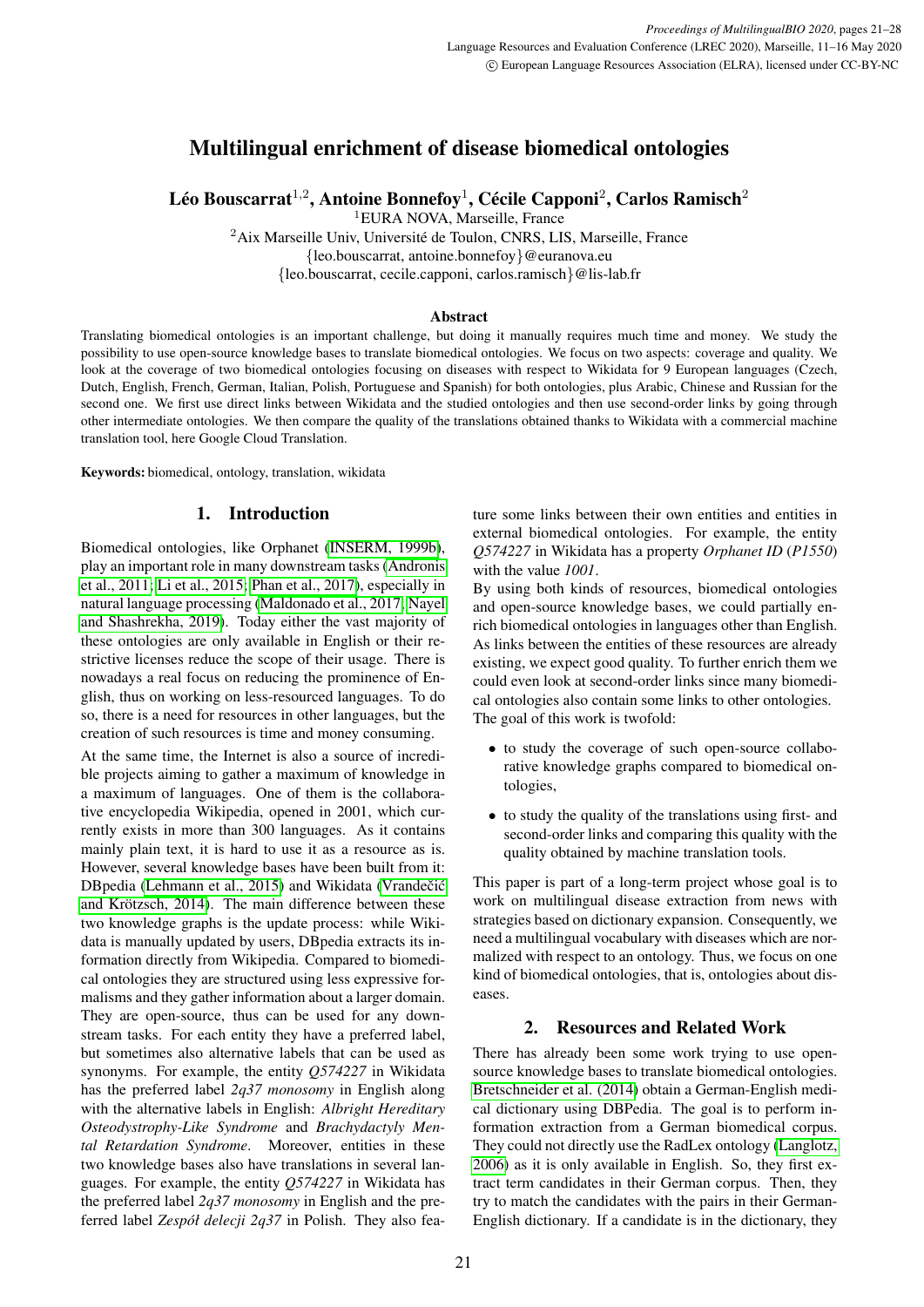# Multilingual enrichment of disease biomedical ontologies

**Léo Bouscarrat[1,2], Antoine Bonnefoy[1], Cécile Capponi[2], Carlos Ramisch[2]**

[1]EURA NOVA, Marseille, France

[2]Aix Marseille Univ, Université de Toulon, CNRS, LIS, Marseille, France

{leo.bouscarrat, antoine.bonnefoy}@euranova.eu

{leo.bouscarrat, cecile.capponi, carlos.ramisch}@lis-lab.fr

### Abstract

Translating biomedical ontologies is an important challenge, but doing it manually requires much time and money. We study the possibility to use open-source knowledge bases to translate biomedical ontologies. We focus on two aspects: coverage and quality. We look at the coverage of two biomedical ontologies focusing on diseases with respect to Wikidata for 9 European languages (Czech, Dutch, English, French, German, Italian, Polish, Portuguese and Spanish) for both ontologies, plus Arabic, Chinese and Russian for the second one. We first use direct links between Wikidata and the studied ontologies and then use second-order links by going through other intermediate ontologies. We then compare the quality of the translations obtained thanks to Wikidata with a commercial machine translation tool, here Google Cloud Translation.

**Keywords:** biomedical, ontology, translation, wikidata

## 1. Introduction

Biomedical ontologies, like Orphanet (INSERM, 1999b), play an important role in many downstream tasks (Andronis et al., 2011; Li et al., 2015; Phan et al., 2017), especially in natural language processing (Maldonado et al., 2017; Nayel and Shashrekha, 2019). Today either the vast majority of these ontologies are only available in English or their restrictive licenses reduce the scope of their usage. There is nowadays a real focus on reducing the prominence of English, thus on working on less-resourced languages. To do so, there is a need for resources in other languages, but the creation of such resources is time and money consuming.

At the same time, the Internet is also a source of incredible projects aiming to gather a maximum of knowledge in a maximum of languages. One of them is the collaborative encyclopedia Wikipedia, opened in 2001, which currently exists in more than 300 languages. As it contains mainly plain text, it is hard to use it as a resource as is. However, several knowledge bases have been built from it: DBpedia (Lehmann et al., 2015) and Wikidata (Vrandečić and Krötzsch, 2014). The main difference between these two knowledge graphs is the update process: while Wikidata is manually updated by users, DBpedia extracts its information directly from Wikipedia. Compared to biomedical ontologies they are structured using less expressive formalisms and they gather information about a larger domain. They are open-source, thus can be used for any downstream tasks. For each entity they have a preferred label, but sometimes also alternative labels that can be used as synonyms. For example, the entity *Q574227* in Wikidata has the preferred label *2q37 monosomy* in English along with the alternative labels in English: *Albright Hereditary Osteodystrophy-Like Syndrome* and *Brachydactyly Mental Retardation Syndrome*. Moreover, entities in these two knowledge bases also have translations in several languages. For example, the entity *Q574227* in Wikidata has the preferred label *2q37 monosomy* in English and the preferred label *Zespół delecji 2q37* in Polish. They also feature some links between their own entities and entities in external biomedical ontologies. For example, the entity *Q574227* in Wikidata has a property *Orphanet ID* (*P1550*) with the value *1001*.

By using both kinds of resources, biomedical ontologies and open-source knowledge bases, we could partially enrich biomedical ontologies in languages other than English. As links between the entities of these resources are already existing, we expect good quality. To further enrich them we could even look at second-order links since many biomedical ontologies also contain some links to other ontologies.

The goal of this work is twofold:

- to study the coverage of such open-source collaborative knowledge graphs compared to biomedical ontologies,
- to study the quality of the translations using first- and second-order links and comparing this quality with the quality obtained by machine translation tools.

This paper is part of a long-term project whose goal is to work on multilingual disease extraction from news with strategies based on dictionary expansion. Consequently, we need a multilingual vocabulary with diseases which are normalized with respect to an ontology. Thus, we focus on one kind of biomedical ontologies, that is, ontologies about diseases.

## 2. Resources and Related Work

There has already been some work trying to use open-source knowledge bases to translate biomedical ontologies. Bretschneider et al. (2014) obtain a German-English medical dictionary using DBPedia. The goal is to perform information extraction from a German biomedical corpus. They could not directly use the RadLex ontology (Langlotz, 2006) as it is only available in English. So, they first extract term candidates in their German corpus. Then, they try to match the candidates with the pairs in their German-English dictionary. If a candidate is in the dictionary, they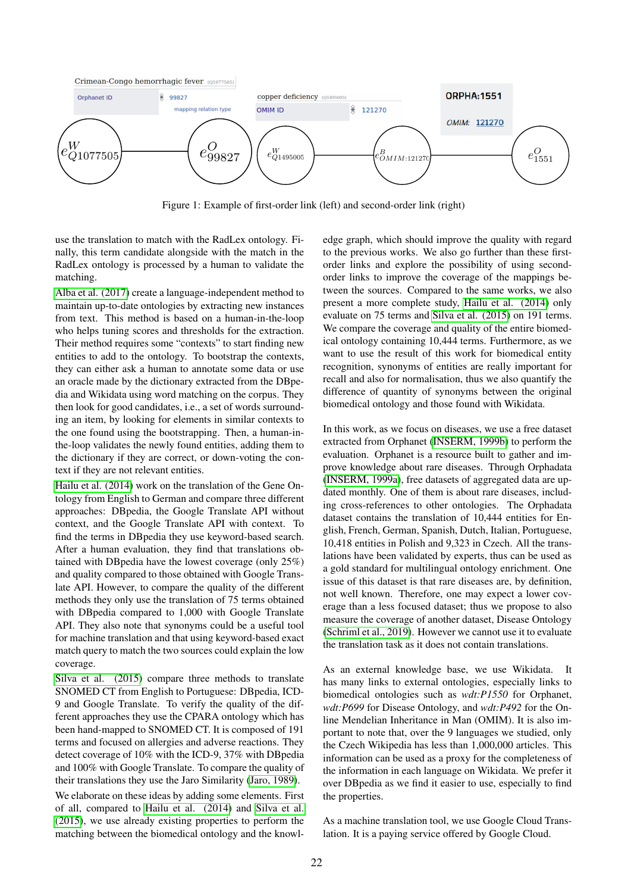Figure 1: Example of first-order link (left) and second-order link (right)

use the translation to match with the RadLex ontology. Finally, this term candidate alongside with the match in the RadLex ontology is processed by a human to validate the matching.

Alba et al. (2017) create a language-independent method to maintain up-to-date ontologies by extracting new instances from text. This method is based on a human-in-the-loop who helps tuning scores and thresholds for the extraction. Their method requires some “contexts” to start finding new entities to add to the ontology. To bootstrap the contexts, they can either ask a human to annotate some data or use an oracle made by the dictionary extracted from the DBpedia and Wikidata using word matching on the corpus. They then look for good candidates, i.e., a set of words surrounding an item, by looking for elements in similar contexts to the one found using the bootstrapping. Then, a human-in-the-loop validates the newly found entities, adding them to the dictionary if they are correct, or down-voting the context if they are not relevant entities.

Hailu et al. (2014) work on the translation of the Gene Ontology from English to German and compare three different approaches: DBpedia, the Google Translate API without context, and the Google Translate API with context. To find the terms in DBpedia they use keyword-based search. After a human evaluation, they find that translations obtained with DBpedia have the lowest coverage (only 25%) and quality compared to those obtained with Google Translate API. However, to compare the quality of the different methods they only use the translation of 75 terms obtained with DBpedia compared to 1,000 with Google Translate API. They also note that synonyms could be a useful tool for machine translation and that using keyword-based exact match query to match the two sources could explain the low coverage.

Silva et al. (2015) compare three methods to translate SNOMED CT from English to Portuguese: DBpedia, ICD-9 and Google Translate. To verify the quality of the different approaches they use the CPARA ontology which has been hand-mapped to SNOMED CT. It is composed of 191 terms and focused on allergies and adverse reactions. They detect coverage of 10% with the ICD-9, 37% with DBpedia and 100% with Google Translate. To compare the quality of their translations they use the Jaro Similarity (Jaro, 1989).

We elaborate on these ideas by adding some elements. First of all, compared to Hailu et al. (2014) and Silva et al. (2015), we use already existing properties to perform the matching between the biomedical ontology and the knowledge graph, which should improve the quality with regard to the previous works. We also go further than these first-order links and explore the possibility of using second-order links to improve the coverage of the mappings between the sources. Compared to the same works, we also present a more complete study, Hailu et al. (2014) only evaluate on 75 terms and Silva et al. (2015) on 191 terms. We compare the coverage and quality of the entire biomedical ontology containing 10,444 terms. Furthermore, as we want to use the result of this work for biomedical entity recognition, synonyms of entities are really important for recall and also for normalisation, thus we also quantify the difference of quantity of synonyms between the original biomedical ontology and those found with Wikidata.

In this work, as we focus on diseases, we use a free dataset extracted from Orphanet (INSERM, 1999b) to perform the evaluation. Orphanet is a resource built to gather and improve knowledge about rare diseases. Through Orphadata (INSERM, 1999a), free datasets of aggregated data are updated monthly. One of them is about rare diseases, including cross-references to other ontologies. The Orphadata dataset contains the translation of 10,444 entities for English, French, German, Spanish, Dutch, Italian, Portuguese, 10,418 entities in Polish and 9,323 in Czech. All the translations have been validated by experts, thus can be used as a gold standard for multilingual ontology enrichment. One issue of this dataset is that rare diseases are, by definition, not well known. Therefore, one may expect a lower coverage than a less focused dataset; thus we propose to also measure the coverage of another dataset, Disease Ontology (Schriml et al., 2019). However we cannot use it to evaluate the translation task as it does not contain translations.

As an external knowledge base, we use Wikidata. It has many links to external ontologies, especially links to biomedical ontologies such as *wdt:P1550* for Orphanet, *wdt:P699* for Disease Ontology, and *wdt:P492* for the Online Mendelian Inheritance in Man (OMIM). It is also important to note that, over the 9 languages we studied, only the Czech Wikipedia has less than 1,000,000 articles. This information can be used as a proxy for the completeness of the information in each language on Wikidata. We prefer it over DBpedia as we find it easier to use, especially to find the properties.

As a machine translation tool, we use Google Cloud Translation. It is a paying service offered by Google Cloud.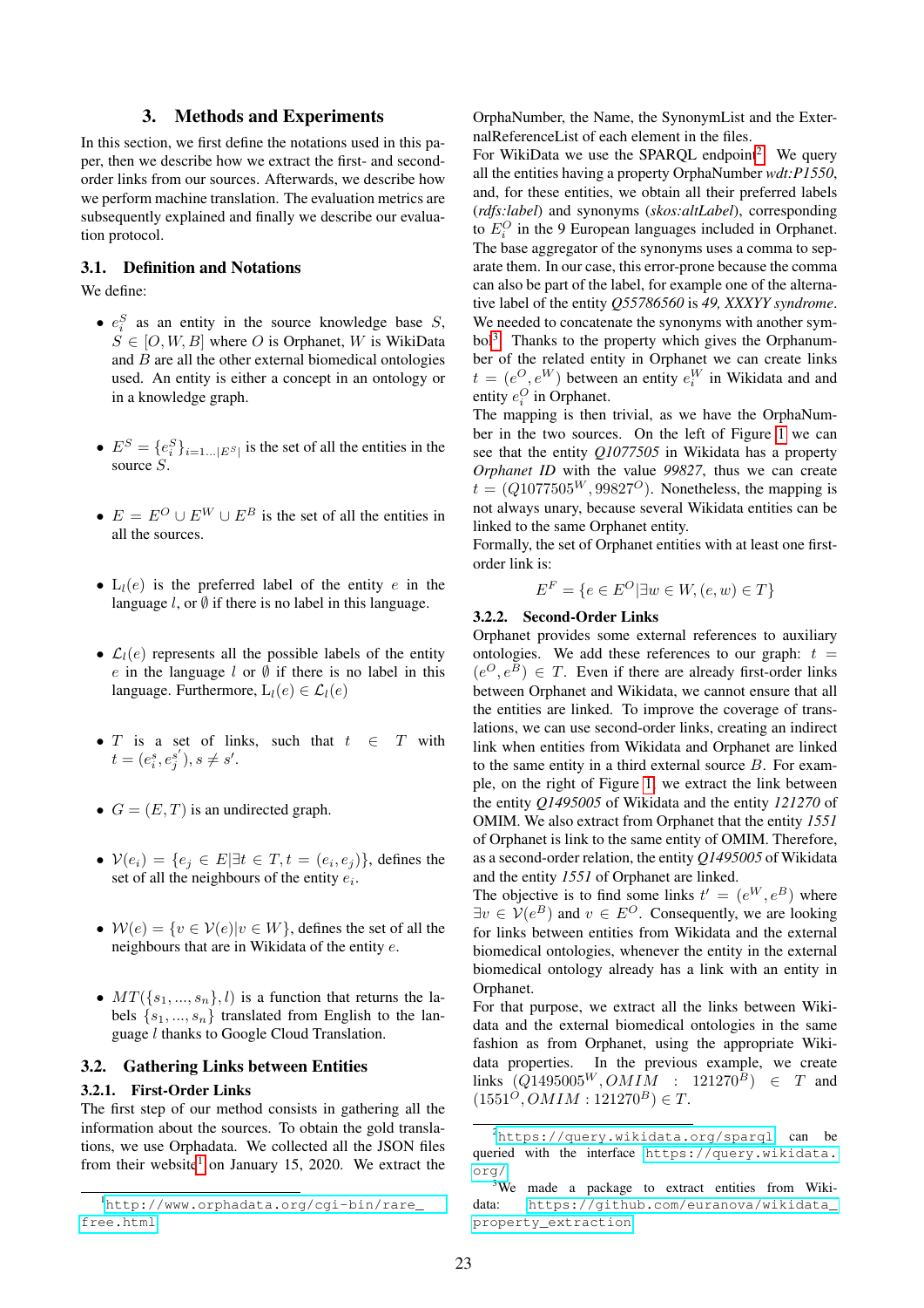## 3. Methods and Experiments

In this section, we first define the notations used in this paper, then we describe how we extract the first- and second-order links from our sources. Afterwards, we describe how we perform machine translation. The evaluation metrics are subsequently explained and finally we describe our evaluation protocol.

### 3.1. Definition and Notations

We define:

- $e_i^S$ as an entity in the source knowledge base $S$, $S \in [O, W, B]$ where $O$ is Orphanet, $W$ is WikiData and $B$ are all the other external biomedical ontologies used. An entity is either a concept in an ontology or in a knowledge graph.
- $E^S = \{e_i^S\}_{i=1...|E^S|}$ is the set of all the entities in the source $S$.
- $E = E^O \cup E^W \cup E^B$ is the set of all the entities in all the sources.
- $\mathrm{L}_l(e)$ is the preferred label of the entity $e$ in the language $l$, or $\emptyset$ if there is no label in this language.
- $\mathcal{L}_l(e)$ represents all the possible labels of the entity $e$ in the language $l$ or $\emptyset$ if there is no label in this language. Furthermore, $\mathrm{L}_l(e) \in \mathcal{L}_l(e)$
- $T$ is a set of links, such that $t \in T$ with $t = (e_i^s, e_j^{s'}), s \neq s'$.
- $G = (E, T)$ is an undirected graph.
- $\mathcal{V}(e_i) = \{e_j \in E | \exists t \in T, t = (e_i, e_j)\}$, defines the set of all the neighbours of the entity $e_i$.
- $\mathcal{W}(e) = \{v \in \mathcal{V}(e) | v \in W\}$, defines the set of all the neighbours that are in Wikidata of the entity $e$.
- $MT(\{s_1, ..., s_n\}, l)$ is a function that returns the labels $\{s_1, ..., s_n\}$ translated from English to the language $l$ thanks to Google Cloud Translation.

### 3.2. Gathering Links between Entities

#### 3.2.1. First-Order Links

The first step of our method consists in gathering all the information about the sources. To obtain the gold translations, we use Orphadata. We collected all the JSON files from their website[1] on January 15, 2020. We extract the OrphaNumber, the Name, the SynonymList and the ExternalReferenceList of each element in the files.

For WikiData we use the SPARQL endpoint[2]. We query all the entities having a property OrphaNumber *wdt:P1550*, and, for these entities, we obtain all their preferred labels (*rdfs:label*) and synonyms (*skos:altLabel*), corresponding to $E_i^O$ in the 9 European languages included in Orphanet. The base aggregator of the synonyms uses a comma to separate them. In our case, this error-prone because the comma can also be part of the label, for example one of the alternative label of the entity *Q55786560* is *49, XXXYY syndrome*. We needed to concatenate the synonyms with another symbol[3]. Thanks to the property which gives the Orphanumber of the related entity in Orphanet we can create links $t = (e^O, e^W)$ between an entity $e_i^W$ in Wikidata and and entity $e_i^O$ in Orphanet.

The mapping is then trivial, as we have the OrphaNumber in the two sources. On the left of Figure 1 we can see that the entity *Q1077505* in Wikidata has a property *Orphanet ID* with the value *99827*, thus we can create $t = (Q1077505^W, 99827^O)$. Nonetheless, the mapping is not always unary, because several Wikidata entities can be linked to the same Orphanet entity.

Formally, the set of Orphanet entities with at least one first-order link is:

$$E^F = \{e \in E^O | \exists w \in W, (e, w) \in T\}$$

#### 3.2.2. Second-Order Links

Orphanet provides some external references to auxiliary ontologies. We add these references to our graph: $t = (e^O, e^B) \in T$. Even if there are already first-order links between Orphanet and Wikidata, we cannot ensure that all the entities are linked. To improve the coverage of translations, we can use second-order links, creating an indirect link when entities from Wikidata and Orphanet are linked to the same entity in a third external source $B$. For example, on the right of Figure 1, we extract the link between the entity *Q1495005* of Wikidata and the entity *121270* of OMIM. We also extract from Orphanet that the entity *1551* of Orphanet is link to the same entity of OMIM. Therefore, as a second-order relation, the entity *Q1495005* of Wikidata and the entity *1551* of Orphanet are linked.

The objective is to find some links $t' = (e^W, e^B)$ where $\exists v \in \mathcal{V}(e^B)$ and $v \in E^O$. Consequently, we are looking for links between entities from Wikidata and the external biomedical ontologies, whenever the entity in the external biomedical ontology already has a link with an entity in Orphanet.

For that purpose, we extract all the links between Wikidata and the external biomedical ontologies in the same fashion as from Orphanet, using the appropriate Wikidata properties. In the previous example, we create links $(Q1495005^W, OMIM : 121270^B) \in T$ and $(1551^O, OMIM : 121270^B) \in T$.

---

[1] http://www.orphadata.org/cgi-bin/rare_free.html

[2] https://query.wikidata.org/sparql can be queried with the interface https://query.wikidata.org/

[3] We made a package to extract entities from Wikidata: https://github.com/euranova/wikidata_property_extraction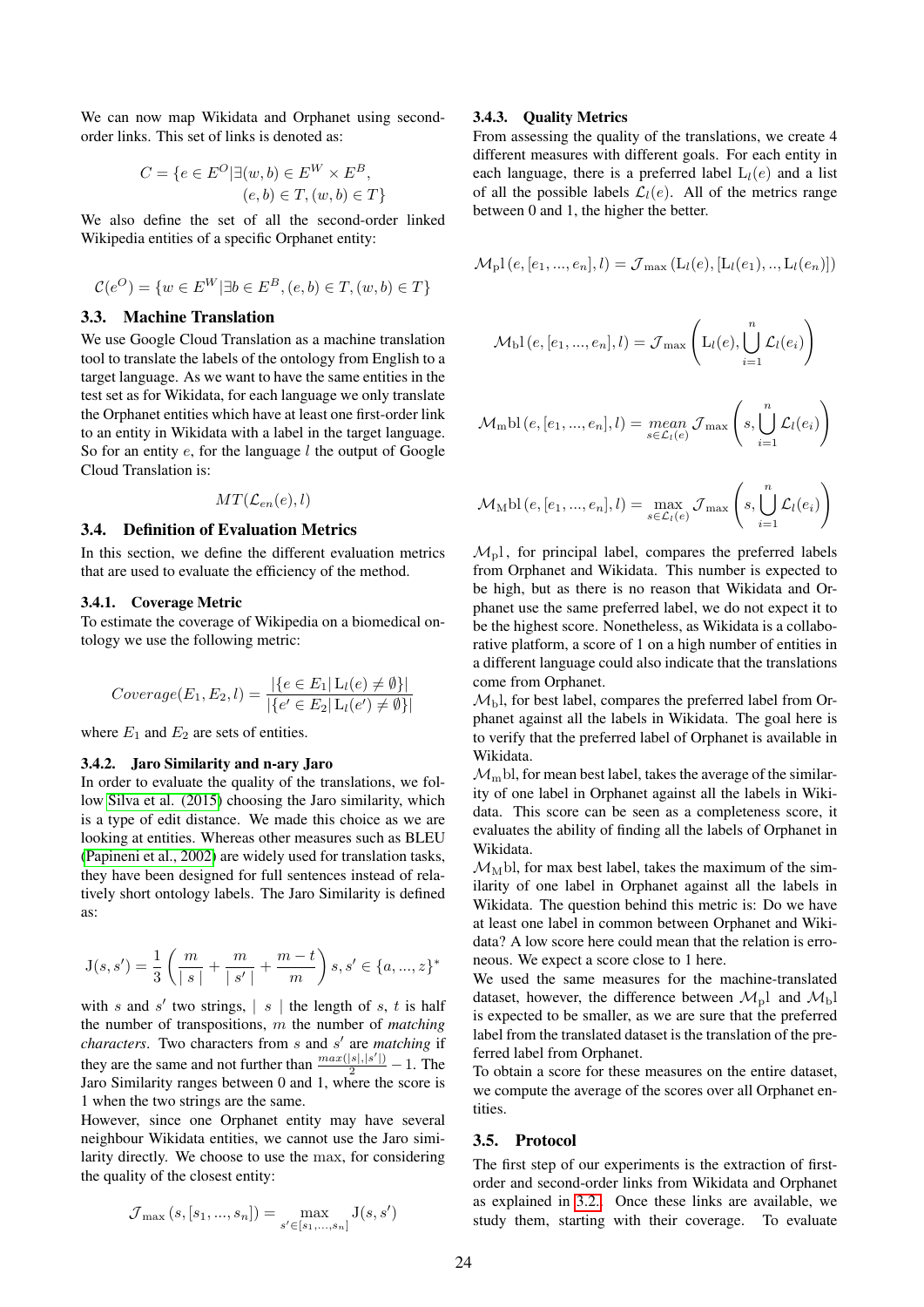We can now map Wikidata and Orphanet using second-order links. This set of links is denoted as:

$$C = \{e \in E^O | \exists (w, b) \in E^W \times E^B, (e, b) \in T, (w, b) \in T\}$$

We also define the set of all the second-order linked Wikipedia entities of a specific Orphanet entity:

$$\mathcal{C}(e^O) = \{w \in E^W | \exists b \in E^B, (e, b) \in T, (w, b) \in T\}$$

## 3.3. Machine Translation

We use Google Cloud Translation as a machine translation tool to translate the labels of the ontology from English to a target language. As we want to have the same entities in the test set as for Wikidata, for each language we only translate the Orphanet entities which have at least one first-order link to an entity in Wikidata with a label in the target language. So for an entity $e$, for the language $l$ the output of Google Cloud Translation is:

$$MT(\mathcal{L}_{en}(e), l)$$

## 3.4. Definition of Evaluation Metrics

In this section, we define the different evaluation metrics that are used to evaluate the efficiency of the method.

### 3.4.1. Coverage Metric

To estimate the coverage of Wikipedia on a biomedical ontology we use the following metric:

$$Coverage(E_1, E_2, l) = \frac{|\{e \in E_1 | \mathrm{L}_l(e) \neq \emptyset\}|}{|\{e' \in E_2 | \mathrm{L}_l(e') \neq \emptyset\}|}$$

where $E_1$ and $E_2$ are sets of entities.

### 3.4.2. Jaro Similarity and n-ary Jaro

In order to evaluate the quality of the translations, we follow Silva et al. (2015) choosing the Jaro similarity, which is a type of edit distance. We made this choice as we are looking at entities. Whereas other measures such as BLEU (Papineni et al., 2002) are widely used for translation tasks, they have been designed for full sentences instead of relatively short ontology labels. The Jaro Similarity is defined as:

$$\mathrm{J}(s, s') = \frac{1}{3}\left(\frac{m}{|\ s\ |} + \frac{m}{|\ s'\ |} + \frac{m-t}{m}\right) s, s' \in \{a, ..., z\}^*$$

with $s$ and $s'$ two strings, $|\ s\ |$ the length of $s$, $t$ is half the number of transpositions, $m$ the number of *matching characters*. Two characters from $s$ and $s'$ are *matching* if they are the same and not further than $\frac{max(|s|,|s'|)}{2} - 1$. The Jaro Similarity ranges between 0 and 1, where the score is 1 when the two strings are the same.

However, since one Orphanet entity may have several neighbour Wikidata entities, we cannot use the Jaro similarity directly. We choose to use the max, for considering the quality of the closest entity:

$$\mathcal{J}_{\max}(s, [s_1, ..., s_n]) = \max_{s' \in [s_1, ..., s_n]} \mathrm{J}(s, s')$$

### 3.4.3. Quality Metrics

From assessing the quality of the translations, we create 4 different measures with different goals. For each entity in each language, there is a preferred label $\mathrm{L}_l(e)$ and a list of all the possible labels $\mathcal{L}_l(e)$. All of the metrics range between 0 and 1, the higher the better.

$$\mathcal{M}_{\mathrm{p}}\mathrm{l}(e, [e_1, ..., e_n], l) = \mathcal{J}_{\max}(\mathrm{L}_l(e), [\mathrm{L}_l(e_1), .., \mathrm{L}_l(e_n)])$$

$$\mathcal{M}_{\mathrm{b}}\mathrm{l}(e, [e_1, ..., e_n], l) = \mathcal{J}_{\max}\left(\mathrm{L}_l(e), \bigcup_{i=1}^{n} \mathcal{L}_l(e_i)\right)$$

$$\mathcal{M}_{\mathrm{m}}\mathrm{bl}(e, [e_1, ..., e_n], l) = \underset{s \in \mathcal{L}_l(e)}{mean}\ \mathcal{J}_{\max}\left(s, \bigcup_{i=1}^{n} \mathcal{L}_l(e_i)\right)$$

$$\mathcal{M}_{\mathrm{M}}\mathrm{bl}(e, [e_1, ..., e_n], l) = \max_{s \in \mathcal{L}_l(e)} \mathcal{J}_{\max}\left(s, \bigcup_{i=1}^{n} \mathcal{L}_l(e_i)\right)$$

$\mathcal{M}_{\mathrm{p}}\mathrm{l}$, for principal label, compares the preferred labels from Orphanet and Wikidata. This number is expected to be high, but as there is no reason that Wikidata and Orphanet use the same preferred label, we do not expect it to be the highest score. Nonetheless, as Wikidata is a collaborative platform, a score of 1 on a high number of entities in a different language could also indicate that the translations come from Orphanet.

$\mathcal{M}_{\mathrm{b}}\mathrm{l}$, for best label, compares the preferred label from Orphanet against all the labels in Wikidata. The goal here is to verify that the preferred label of Orphanet is available in Wikidata.

$\mathcal{M}_{\mathrm{m}}\mathrm{bl}$, for mean best label, takes the average of the similarity of one label in Orphanet against all the labels in Wikidata. This score can be seen as a completeness score, it evaluates the ability of finding all the labels of Orphanet in Wikidata.

$\mathcal{M}_{\mathrm{M}}\mathrm{bl}$, for max best label, takes the maximum of the similarity of one label in Orphanet against all the labels in Wikidata. The question behind this metric is: Do we have at least one label in common between Orphanet and Wikidata? A low score here could mean that the relation is erroneous. We expect a score close to 1 here.

We used the same measures for the machine-translated dataset, however, the difference between $\mathcal{M}_{\mathrm{p}}\mathrm{l}$ and $\mathcal{M}_{\mathrm{b}}\mathrm{l}$ is expected to be smaller, as we are sure that the preferred label from the translated dataset is the translation of the preferred label from Orphanet.

To obtain a score for these measures on the entire dataset, we compute the average of the scores over all Orphanet entities.

## 3.5. Protocol

The first step of our experiments is the extraction of first-order and second-order links from Wikidata and Orphanet as explained in 3.2. Once these links are available, we study them, starting with their coverage. To evaluate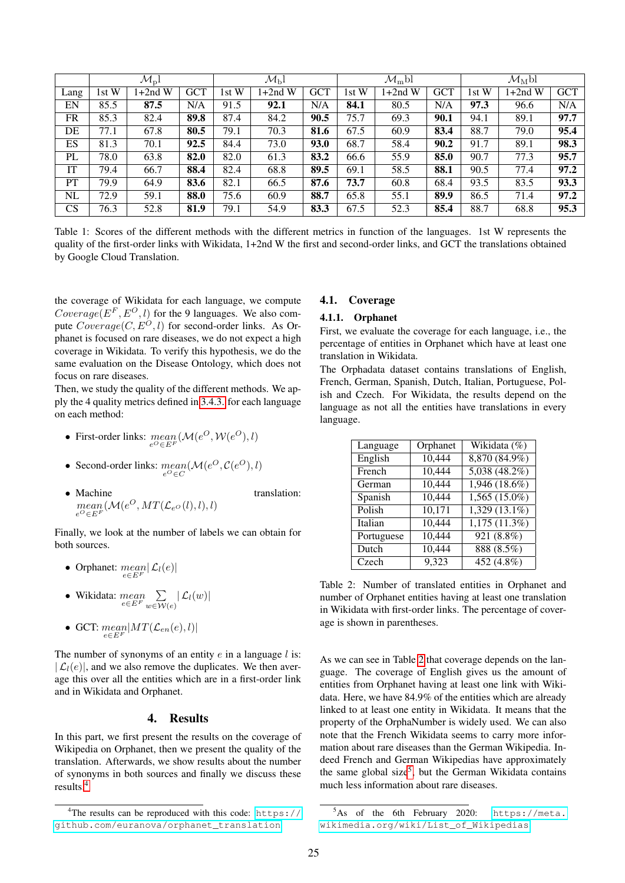| | $\mathcal{M}_{\mathrm{p}}$l | | | $\mathcal{M}_{\mathrm{b}}$l | | | $\mathcal{M}_{\mathrm{m}}$bl | | | $\mathcal{M}_{\mathrm{M}}$bl | | |
|---|---|---|---|---|---|---|---|---|---|---|---|---|
| Lang | 1st W | 1+2nd W | GCT | 1st W | 1+2nd W | GCT | 1st W | 1+2nd W | GCT | 1st W | 1+2nd W | GCT |
| EN | 85.5 | **87.5** | N/A | 91.5 | **92.1** | N/A | **84.1** | 80.5 | N/A | **97.3** | 96.6 | N/A |
| FR | 85.3 | 82.4 | **89.8** | 87.4 | 84.2 | **90.5** | 75.7 | 69.3 | **90.1** | 94.1 | 89.1 | **97.7** |
| DE | 77.1 | 67.8 | **80.5** | 79.1 | 70.3 | **81.6** | 67.5 | 60.9 | **83.4** | 88.7 | 79.0 | **95.4** |
| ES | 81.3 | 70.1 | **92.5** | 84.4 | 73.0 | **93.0** | 68.7 | 58.4 | **90.2** | 91.7 | 89.1 | **98.3** |
| PL | 78.0 | 63.8 | **82.0** | 82.0 | 61.3 | **83.2** | 66.6 | 55.9 | **85.0** | 90.7 | 77.3 | **95.7** |
| IT | 79.4 | 66.7 | **88.4** | 82.4 | 68.8 | **89.5** | 69.1 | 58.5 | **88.1** | 90.5 | 77.4 | **97.2** |
| PT | 79.9 | 64.9 | **83.6** | 82.1 | 66.5 | **87.6** | **73.7** | 60.8 | 68.4 | 93.5 | 83.5 | **93.3** |
| NL | 72.9 | 59.1 | **88.0** | 75.6 | 60.9 | **88.7** | 65.8 | 55.1 | **89.9** | 86.5 | 71.4 | **97.2** |
| CS | 76.3 | 52.8 | **81.9** | 79.1 | 54.9 | **83.3** | 67.5 | 52.3 | **85.4** | 88.7 | 68.8 | **95.3** |

Table 1: Scores of the different methods with the different metrics in function of the languages. 1st W represents the quality of the first-order links with Wikidata, 1+2nd W the first and second-order links, and GCT the translations obtained by Google Cloud Translation.

the coverage of Wikidata for each language, we compute $Coverage(E^F, E^O, l)$ for the 9 languages. We also compute $Coverage(C, E^O, l)$ for second-order links. As Orphanet is focused on rare diseases, we do not expect a high coverage in Wikidata. To verify this hypothesis, we do the same evaluation on the Disease Ontology, which does not focus on rare diseases.

Then, we study the quality of the different methods. We apply the 4 quality metrics defined in 3.4.3. for each language on each method:

- First-order links: $\underset{e^O \in E^F}{mean}(\mathcal{M}(e^O, \mathcal{W}(e^O), l)$
- Second-order links: $\underset{e^O \in C}{mean}(\mathcal{M}(e^O, \mathcal{C}(e^O), l)$
- Machine translation: $\underset{e^O \in E^F}{mean}(\mathcal{M}(e^O, MT(\mathcal{L}_{e^O}(l), l), l)$

Finally, we look at the number of labels we can obtain for both sources.

- Orphanet: $\underset{e \in E^F}{mean} |\mathcal{L}_l(e)|$
- Wikidata: $\underset{e \in E^F}{mean} \sum_{w \in \mathcal{W}(e)} |\mathcal{L}_l(w)|$
- GCT: $\underset{e \in E^F}{mean} |MT(\mathcal{L}_{en}(e), l)|$

The number of synonyms of an entity $e$ in a language $l$ is: $|\mathcal{L}_l(e)|$, and we also remove the duplicates. We then average this over all the entities which are in a first-order link and in Wikidata and Orphanet.

## 4. Results

In this part, we first present the results on the coverage of Wikipedia on Orphanet, then we present the quality of the translation. Afterwards, we show results about the number of synonyms in both sources and finally we discuss these results.[4]

[4] The results can be reproduced with this code: https://github.com/euranova/orphanet_translation

### 4.1. Coverage

#### 4.1.1. Orphanet

First, we evaluate the coverage for each language, i.e., the percentage of entities in Orphanet which have at least one translation in Wikidata.

The Orphadata dataset contains translations of English, French, German, Spanish, Dutch, Italian, Portuguese, Polish and Czech. For Wikidata, the results depend on the language as not all the entities have translations in every language.

| Language | Orphanet | Wikidata (%) |
|---|---|---|
| English | 10,444 | 8,870 (84.9%) |
| French | 10,444 | 5,038 (48.2%) |
| German | 10,444 | 1,946 (18.6%) |
| Spanish | 10,444 | 1,565 (15.0%) |
| Polish | 10,171 | 1,329 (13.1%) |
| Italian | 10,444 | 1,175 (11.3%) |
| Portuguese | 10,444 | 921 (8.8%) |
| Dutch | 10,444 | 888 (8.5%) |
| Czech | 9,323 | 452 (4.8%) |

Table 2: Number of translated entities in Orphanet and number of Orphanet entities having at least one translation in Wikidata with first-order links. The percentage of coverage is shown in parentheses.

As we can see in Table 2 that coverage depends on the language. The coverage of English gives us the amount of entities from Orphanet having at least one link with Wikidata. Here, we have 84.9% of the entities which are already linked to at least one entity in Wikidata. It means that the property of the OrphaNumber is widely used. We can also note that the French Wikidata seems to carry more information about rare diseases than the German Wikipedia. Indeed French and German Wikipedias have approximately the same global size[5], but the German Wikidata contains much less information about rare diseases.

[5] As of the 6th February 2020: https://meta.wikimedia.org/wiki/List_of_Wikipedias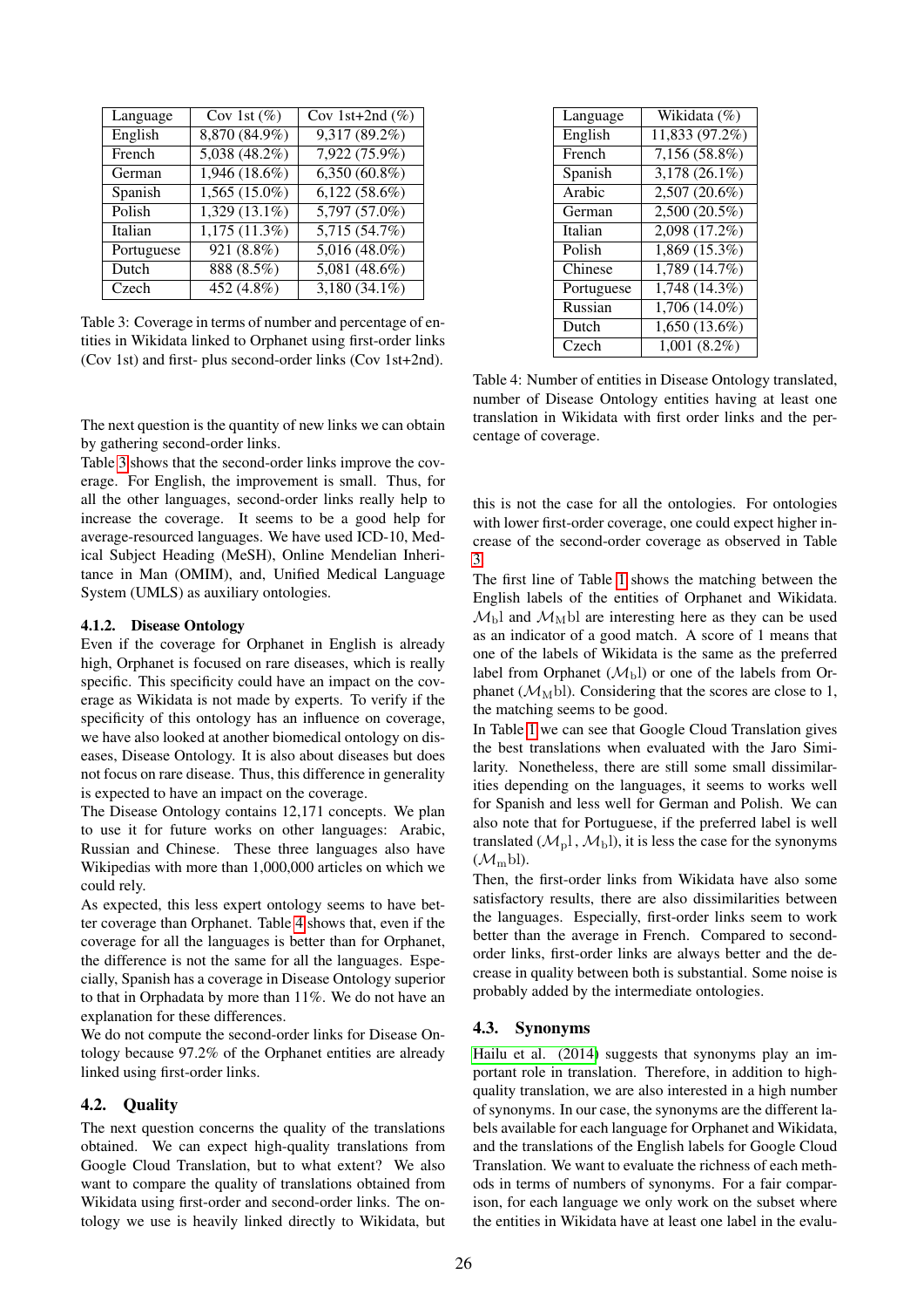| Language | Cov 1st (%) | Cov 1st+2nd (%) |
|---|---|---|
| English | 8,870 (84.9%) | 9,317 (89.2%) |
| French | 5,038 (48.2%) | 7,922 (75.9%) |
| German | 1,946 (18.6%) | 6,350 (60.8%) |
| Spanish | 1,565 (15.0%) | 6,122 (58.6%) |
| Polish | 1,329 (13.1%) | 5,797 (57.0%) |
| Italian | 1,175 (11.3%) | 5,715 (54.7%) |
| Portuguese | 921 (8.8%) | 5,016 (48.0%) |
| Dutch | 888 (8.5%) | 5,081 (48.6%) |
| Czech | 452 (4.8%) | 3,180 (34.1%) |

Table 3: Coverage in terms of number and percentage of entities in Wikidata linked to Orphanet using first-order links (Cov 1st) and first- plus second-order links (Cov 1st+2nd).

The next question is the quantity of new links we can obtain by gathering second-order links.

Table 3 shows that the second-order links improve the coverage. For English, the improvement is small. Thus, for all the other languages, second-order links really help to increase the coverage. It seems to be a good help for average-resourced languages. We have used ICD-10, Medical Subject Heading (MeSH), Online Mendelian Inheritance in Man (OMIM), and, Unified Medical Language System (UMLS) as auxiliary ontologies.

#### 4.1.2. Disease Ontology

Even if the coverage for Orphanet in English is already high, Orphanet is focused on rare diseases, which is really specific. This specificity could have an impact on the coverage as Wikidata is not made by experts. To verify if the specificity of this ontology has an influence on coverage, we have also looked at another biomedical ontology on diseases, Disease Ontology. It is also about diseases but does not focus on rare disease. Thus, this difference in generality is expected to have an impact on the coverage.

The Disease Ontology contains 12,171 concepts. We plan to use it for future works on other languages: Arabic, Russian and Chinese. These three languages also have Wikipedias with more than 1,000,000 articles on which we could rely.

As expected, this less expert ontology seems to have better coverage than Orphanet. Table 4 shows that, even if the coverage for all the languages is better than for Orphanet, the difference is not the same for all the languages. Especially, Spanish has a coverage in Disease Ontology superior to that in Orphadata by more than 11%. We do not have an explanation for these differences.

We do not compute the second-order links for Disease Ontology because 97.2% of the Orphanet entities are already linked using first-order links.

### 4.2. Quality

The next question concerns the quality of the translations obtained. We can expect high-quality translations from Google Cloud Translation, but to what extent? We also want to compare the quality of translations obtained from Wikidata using first-order and second-order links. The ontology we use is heavily linked directly to Wikidata, but

| Language | Wikidata (%) |
|---|---|
| English | 11,833 (97.2%) |
| French | 7,156 (58.8%) |
| Spanish | 3,178 (26.1%) |
| Arabic | 2,507 (20.6%) |
| German | 2,500 (20.5%) |
| Italian | 2,098 (17.2%) |
| Polish | 1,869 (15.3%) |
| Chinese | 1,789 (14.7%) |
| Portuguese | 1,748 (14.3%) |
| Russian | 1,706 (14.0%) |
| Dutch | 1,650 (13.6%) |
| Czech | 1,001 (8.2%) |

Table 4: Number of entities in Disease Ontology translated, number of Disease Ontology entities having at least one translation in Wikidata with first order links and the percentage of coverage.

this is not the case for all the ontologies. For ontologies with lower first-order coverage, one could expect higher increase of the second-order coverage as observed in Table 3.

The first line of Table 1 shows the matching between the English labels of the entities of Orphanet and Wikidata. $\mathcal{M}_{\text{b}}\text{l}$ and $\mathcal{M}_{\text{M}}\text{bl}$ are interesting here as they can be used as an indicator of a good match. A score of 1 means that one of the labels of Wikidata is the same as the preferred label from Orphanet ($\mathcal{M}_{\text{b}}\text{l}$) or one of the labels from Orphanet ($\mathcal{M}_{\text{M}}\text{bl}$). Considering that the scores are close to 1, the matching seems to be good.

In Table 1 we can see that Google Cloud Translation gives the best translations when evaluated with the Jaro Similarity. Nonetheless, there are still some small dissimilarities depending on the languages, it seems to works well for Spanish and less well for German and Polish. We can also note that for Portuguese, if the preferred label is well translated ($\mathcal{M}_{\text{p}}\text{l}$, $\mathcal{M}_{\text{b}}\text{l}$), it is less the case for the synonyms ($\mathcal{M}_{\text{m}}\text{bl}$).

Then, the first-order links from Wikidata have also some satisfactory results, there are also dissimilarities between the languages. Especially, first-order links seem to work better than the average in French. Compared to second-order links, first-order links are always better and the decrease in quality between both is substantial. Some noise is probably added by the intermediate ontologies.

### 4.3. Synonyms

Hailu et al. (2014) suggests that synonyms play an important role in translation. Therefore, in addition to high-quality translation, we are also interested in a high number of synonyms. In our case, the synonyms are the different labels available for each language for Orphanet and Wikidata, and the translations of the English labels for Google Cloud Translation. We want to evaluate the richness of each methods in terms of numbers of synonyms. For a fair comparison, for each language we only work on the subset where the entities in Wikidata have at least one label in the evalu-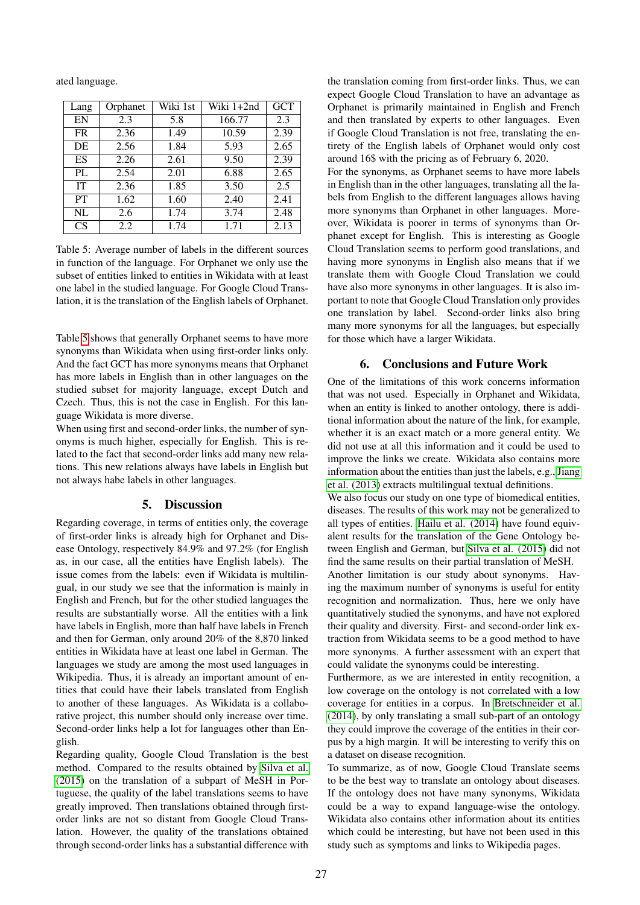ated language.

| Lang | Orphanet | Wiki 1st | Wiki 1+2nd | GCT |
|---|---|---|---|---|
| EN | 2.3 | 5.8 | 166.77 | 2.3 |
| FR | 2.36 | 1.49 | 10.59 | 2.39 |
| DE | 2.56 | 1.84 | 5.93 | 2.65 |
| ES | 2.26 | 2.61 | 9.50 | 2.39 |
| PL | 2.54 | 2.01 | 6.88 | 2.65 |
| IT | 2.36 | 1.85 | 3.50 | 2.5 |
| PT | 1.62 | 1.60 | 2.40 | 2.41 |
| NL | 2.6 | 1.74 | 3.74 | 2.48 |
| CS | 2.2 | 1.74 | 1.71 | 2.13 |

Table 5: Average number of labels in the different sources in function of the language. For Orphanet we only use the subset of entities linked to entities in Wikidata with at least one label in the studied language. For Google Cloud Translation, it is the translation of the English labels of Orphanet.

Table 5 shows that generally Orphanet seems to have more synonyms than Wikidata when using first-order links only. And the fact GCT has more synonyms means that Orphanet has more labels in English than in other languages on the studied subset for majority language, except Dutch and Czech. Thus, this is not the case in English. For this language Wikidata is more diverse.

When using first and second-order links, the number of synonyms is much higher, especially for English. This is related to the fact that second-order links add many new relations. This new relations always have labels in English but not always habe labels in other languages.

## 5. Discussion

Regarding coverage, in terms of entities only, the coverage of first-order links is already high for Orphanet and Disease Ontology, respectively 84.9% and 97.2% (for English as, in our case, all the entities have English labels). The issue comes from the labels: even if Wikidata is multilingual, in our study we see that the information is mainly in English and French, but for the other studied languages the results are substantially worse. All the entities with a link have labels in English, more than half have labels in French and then for German, only around 20% of the 8,870 linked entities in Wikidata have at least one label in German. The languages we study are among the most used languages in Wikipedia. Thus, it is already an important amount of entities that could have their labels translated from English to another of these languages. As Wikidata is a collaborative project, this number should only increase over time. Second-order links help a lot for languages other than English.

Regarding quality, Google Cloud Translation is the best method. Compared to the results obtained by Silva et al. (2015) on the translation of a subpart of MeSH in Portuguese, the quality of the label translations seems to have greatly improved. Then translations obtained through first-order links are not so distant from Google Cloud Translation. However, the quality of the translations obtained through second-order links has a substantial difference with the translation coming from first-order links. Thus, we can expect Google Cloud Translation to have an advantage as Orphanet is primarily maintained in English and French and then translated by experts to other languages. Even if Google Cloud Translation is not free, translating the entirety of the English labels of Orphanet would only cost around 16$ with the pricing as of February 6, 2020.

For the synonyms, as Orphanet seems to have more labels in English than in the other languages, translating all the labels from English to the different languages allows having more synonyms than Orphanet in other languages. Moreover, Wikidata is poorer in terms of synonyms than Orphanet except for English. This is interesting as Google Cloud Translation seems to perform good translations, and having more synonyms in English also means that if we translate them with Google Cloud Translation we could have also more synonyms in other languages. It is also important to note that Google Cloud Translation only provides one translation by label. Second-order links also bring many more synonyms for all the languages, but especially for those which have a larger Wikidata.

## 6. Conclusions and Future Work

One of the limitations of this work concerns information that was not used. Especially in Orphanet and Wikidata, when an entity is linked to another ontology, there is additional information about the nature of the link, for example, whether it is an exact match or a more general entity. We did not use at all this information and it could be used to improve the links we create. Wikidata also contains more information about the entities than just the labels, e.g., Jiang et al. (2013) extracts multilingual textual definitions.

We also focus our study on one type of biomedical entities, diseases. The results of this work may not be generalized to all types of entities. Hailu et al. (2014) have found equivalent results for the translation of the Gene Ontology between English and German, but Silva et al. (2015) did not find the same results on their partial translation of MeSH.

Another limitation is our study about synonyms. Having the maximum number of synonyms is useful for entity recognition and normalization. Thus, here we only have quantitatively studied the synonyms, and have not explored their quality and diversity. First- and second-order link extraction from Wikidata seems to be a good method to have more synonyms. A further assessment with an expert that could validate the synonyms could be interesting.

Furthermore, as we are interested in entity recognition, a low coverage on the ontology is not correlated with a low coverage for entities in a corpus. In Bretschneider et al. (2014), by only translating a small sub-part of an ontology they could improve the coverage of the entities in their corpus by a high margin. It will be interesting to verify this on a dataset on disease recognition.

To summarize, as of now, Google Cloud Translate seems to be the best way to translate an ontology about diseases. If the ontology does not have many synonyms, Wikidata could be a way to expand language-wise the ontology. Wikidata also contains other information about its entities which could be interesting, but have not been used in this study such as symptoms and links to Wikipedia pages.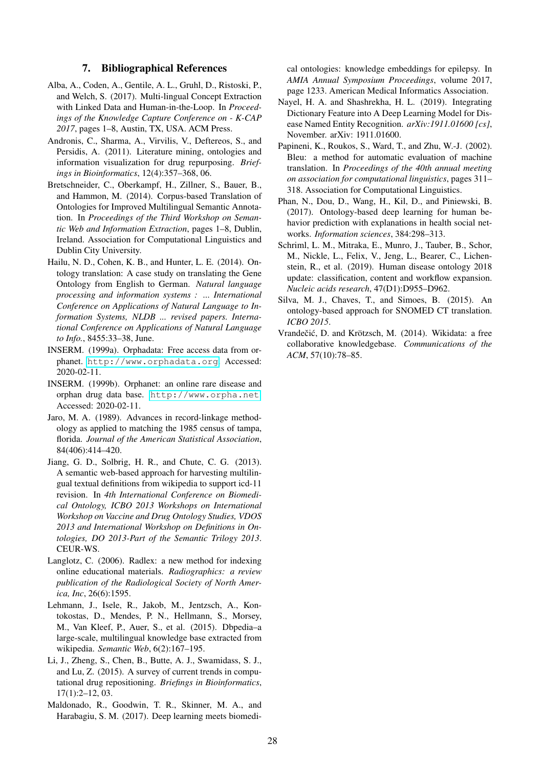## 7. Bibliographical References

Alba, A., Coden, A., Gentile, A. L., Gruhl, D., Ristoski, P., and Welch, S. (2017). Multi-lingual Concept Extraction with Linked Data and Human-in-the-Loop. In *Proceedings of the Knowledge Capture Conference on - K-CAP 2017*, pages 1–8, Austin, TX, USA. ACM Press.

Andronis, C., Sharma, A., Virvilis, V., Deftereos, S., and Persidis, A. (2011). Literature mining, ontologies and information visualization for drug repurposing. *Briefings in Bioinformatics*, 12(4):357–368, 06.

Bretschneider, C., Oberkampf, H., Zillner, S., Bauer, B., and Hammon, M. (2014). Corpus-based Translation of Ontologies for Improved Multilingual Semantic Annotation. In *Proceedings of the Third Workshop on Semantic Web and Information Extraction*, pages 1–8, Dublin, Ireland. Association for Computational Linguistics and Dublin City University.

Hailu, N. D., Cohen, K. B., and Hunter, L. E. (2014). Ontology translation: A case study on translating the Gene Ontology from English to German. *Natural language processing and information systems : ... International Conference on Applications of Natural Language to Information Systems, NLDB ... revised papers. International Conference on Applications of Natural Language to Info.*, 8455:33–38, June.

INSERM. (1999a). Orphadata: Free access data from orphanet. http://www.orphadata.org. Accessed: 2020-02-11.

INSERM. (1999b). Orphanet: an online rare disease and orphan drug data base. http://www.orpha.net. Accessed: 2020-02-11.

Jaro, M. A. (1989). Advances in record-linkage methodology as applied to matching the 1985 census of tampa, florida. *Journal of the American Statistical Association*, 84(406):414–420.

Jiang, G. D., Solbrig, H. R., and Chute, C. G. (2013). A semantic web-based approach for harvesting multilingual textual definitions from wikipedia to support icd-11 revision. In *4th International Conference on Biomedical Ontology, ICBO 2013 Workshops on International Workshop on Vaccine and Drug Ontology Studies, VDOS 2013 and International Workshop on Definitions in Ontologies, DO 2013-Part of the Semantic Trilogy 2013*. CEUR-WS.

Langlotz, C. (2006). Radlex: a new method for indexing online educational materials. *Radiographics: a review publication of the Radiological Society of North America, Inc*, 26(6):1595.

Lehmann, J., Isele, R., Jakob, M., Jentzsch, A., Kontokostas, D., Mendes, P. N., Hellmann, S., Morsey, M., Van Kleef, P., Auer, S., et al. (2015). Dbpedia–a large-scale, multilingual knowledge base extracted from wikipedia. *Semantic Web*, 6(2):167–195.

Li, J., Zheng, S., Chen, B., Butte, A. J., Swamidass, S. J., and Lu, Z. (2015). A survey of current trends in computational drug repositioning. *Briefings in Bioinformatics*, 17(1):2–12, 03.

Maldonado, R., Goodwin, T. R., Skinner, M. A., and Harabagiu, S. M. (2017). Deep learning meets biomedical ontologies: knowledge embeddings for epilepsy. In *AMIA Annual Symposium Proceedings*, volume 2017, page 1233. American Medical Informatics Association.

Nayel, H. A. and Shashrekha, H. L. (2019). Integrating Dictionary Feature into A Deep Learning Model for Disease Named Entity Recognition. *arXiv:1911.01600 [cs]*, November. arXiv: 1911.01600.

Papineni, K., Roukos, S., Ward, T., and Zhu, W.-J. (2002). Bleu: a method for automatic evaluation of machine translation. In *Proceedings of the 40th annual meeting on association for computational linguistics*, pages 311–318. Association for Computational Linguistics.

Phan, N., Dou, D., Wang, H., Kil, D., and Piniewski, B. (2017). Ontology-based deep learning for human behavior prediction with explanations in health social networks. *Information sciences*, 384:298–313.

Schriml, L. M., Mitraka, E., Munro, J., Tauber, B., Schor, M., Nickle, L., Felix, V., Jeng, L., Bearer, C., Lichenstein, R., et al. (2019). Human disease ontology 2018 update: classification, content and workflow expansion. *Nucleic acids research*, 47(D1):D955–D962.

Silva, M. J., Chaves, T., and Simoes, B. (2015). An ontology-based approach for SNOMED CT translation. *ICBO 2015*.

Vrandečić, D. and Krötzsch, M. (2014). Wikidata: a free collaborative knowledgebase. *Communications of the ACM*, 57(10):78–85.